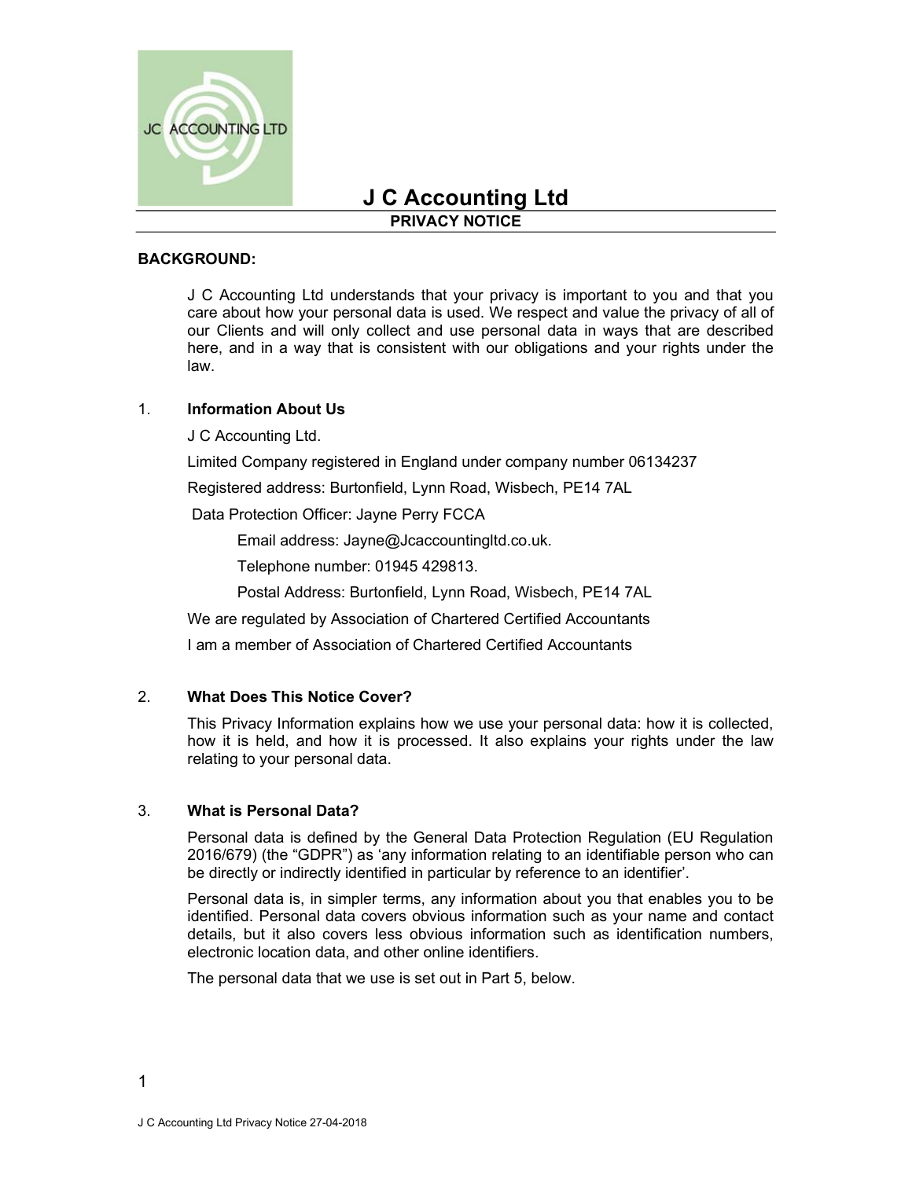# J C Accounting Ltd

## PRIVACY NOTICE

**BACKGROUND:**

J C Accounting Ltd understands that your privacy is important to you and that you care about how your personal data is used. We respect and value the privacy of all of our Clients and will only collect and use personal data in ways that are described here, and in a way that is consistent with our obligations and your rights under the law.

### 1. Information About Us

J C Accounting Ltd.

Limited Company registered in England under company number 06134237

Registered address: Burtonfield, Lynn Road, Wisbech, PE14 7AL

Data Protection Officer: Jayne Perry FCCA

Email address: Jayne@Jcaccountingltd.co.uk.

Telephone number: 01945 429813.

Postal Address: Burtonfield, Lynn Road, Wisbech, PE14 7AL

We are regulated by Association of Chartered Certified Accountants

I am a member of Association of Chartered Certified Accountants

### 2. What Does This Notice Cover?

This Privacy Information explains how we use your personal data: how it is collected, how it is held, and how it is processed. It also explains your rights under the law relating to your personal data.

### 3. What is Personal Data?

Personal data is defined by the General Data Protection Regulation (EU Regulation 2016/679) (the "GDPR") as 'any information relating to an identifiable person who can be directly or indirectly identified in particular by reference to an identifier'.

Personal data is, in simpler terms, any information about you that enables you to be identified. Personal data covers obvious information such as your name and contact details, but it also covers less obvious information such as identification numbers, electronic location data, and other online identifiers.

The personal data that we use is set out in Part 5, below.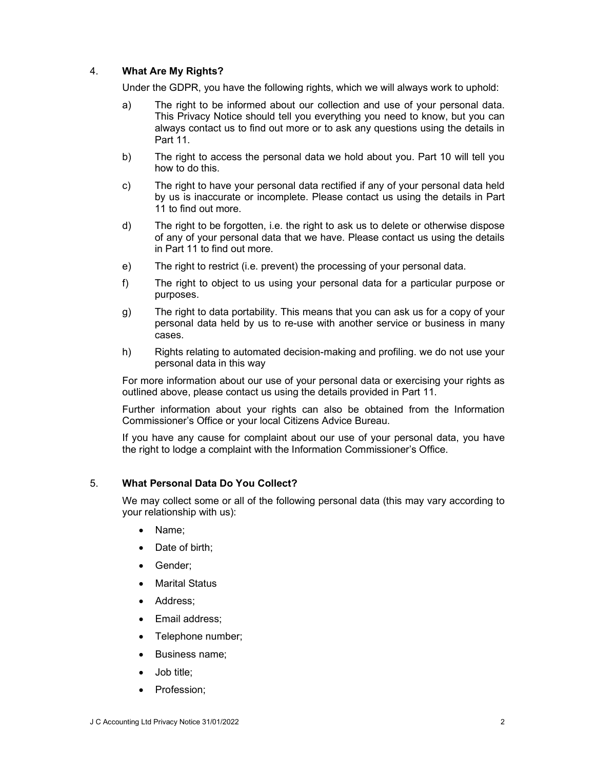## 4. What Are My Rights?

Under the GDPR, you have the following rights, which we will always work to uphold:

a) The right to be informed about our collection and use of your personal data. This Privacy Notice should tell you everything you need to know, but you can always contact us to find out more or to ask any questions using the details in Part 11.

b) The right to access the personal data we hold about you. Part 10 will tell you how to do this.

c) The right to have your personal data rectified if any of your personal data held by us is inaccurate or incomplete. Please contact us using the details in Part 11 to find out more.

d) The right to be forgotten, i.e. the right to ask us to delete or otherwise dispose of any of your personal data that we have. Please contact us using the details in Part 11 to find out more.

e) The right to restrict (i.e. prevent) the processing of your personal data.

f) The right to object to us using your personal data for a particular purpose or purposes.

g) The right to data portability. This means that you can ask us for a copy of your personal data held by us to re-use with another service or business in many cases.

h) Rights relating to automated decision-making and profiling. we do not use your personal data in this way

For more information about our use of your personal data or exercising your rights as outlined above, please contact us using the details provided in Part 11.

Further information about your rights can also be obtained from the Information Commissioner's Office or your local Citizens Advice Bureau.

If you have any cause for complaint about our use of your personal data, you have the right to lodge a complaint with the Information Commissioner's Office.

## 5. What Personal Data Do You Collect?

We may collect some or all of the following personal data (this may vary according to your relationship with us):

- Name;
- Date of birth;
- Gender;
- Marital Status
- Address;
- Email address;
- Telephone number;
- Business name;
- Job title;
- Profession;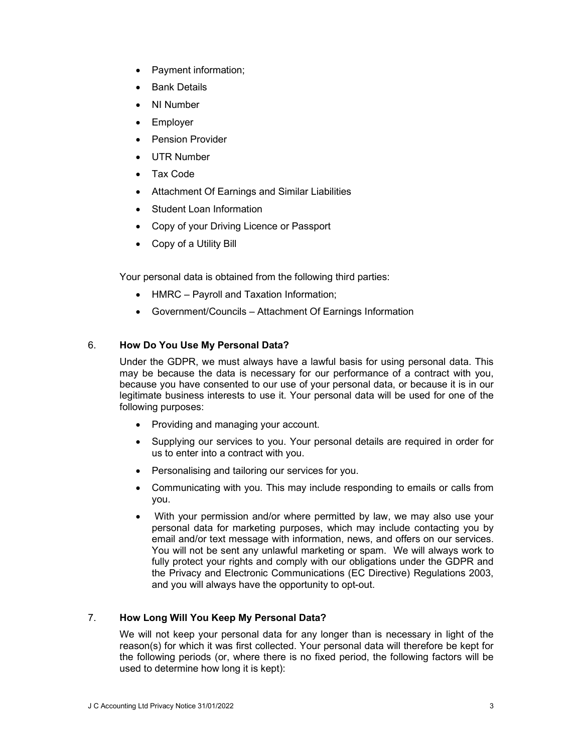- Payment information;
- Bank Details
- NI Number
- Employer
- Pension Provider
- UTR Number
- Tax Code
- Attachment Of Earnings and Similar Liabilities
- Student Loan Information
- Copy of your Driving Licence or Passport
- Copy of a Utility Bill

Your personal data is obtained from the following third parties:

- HMRC – Payroll and Taxation Information;
- Government/Councils – Attachment Of Earnings Information

## 6. How Do You Use My Personal Data?

Under the GDPR, we must always have a lawful basis for using personal data. This may be because the data is necessary for our performance of a contract with you, because you have consented to our use of your personal data, or because it is in our legitimate business interests to use it. Your personal data will be used for one of the following purposes:

- Providing and managing your account.
- Supplying our services to you. Your personal details are required in order for us to enter into a contract with you.
- Personalising and tailoring our services for you.
- Communicating with you. This may include responding to emails or calls from you.
- With your permission and/or where permitted by law, we may also use your personal data for marketing purposes, which may include contacting you by email and/or text message with information, news, and offers on our services. You will not be sent any unlawful marketing or spam. We will always work to fully protect your rights and comply with our obligations under the GDPR and the Privacy and Electronic Communications (EC Directive) Regulations 2003, and you will always have the opportunity to opt-out.

## 7. How Long Will You Keep My Personal Data?

We will not keep your personal data for any longer than is necessary in light of the reason(s) for which it was first collected. Your personal data will therefore be kept for the following periods (or, where there is no fixed period, the following factors will be used to determine how long it is kept):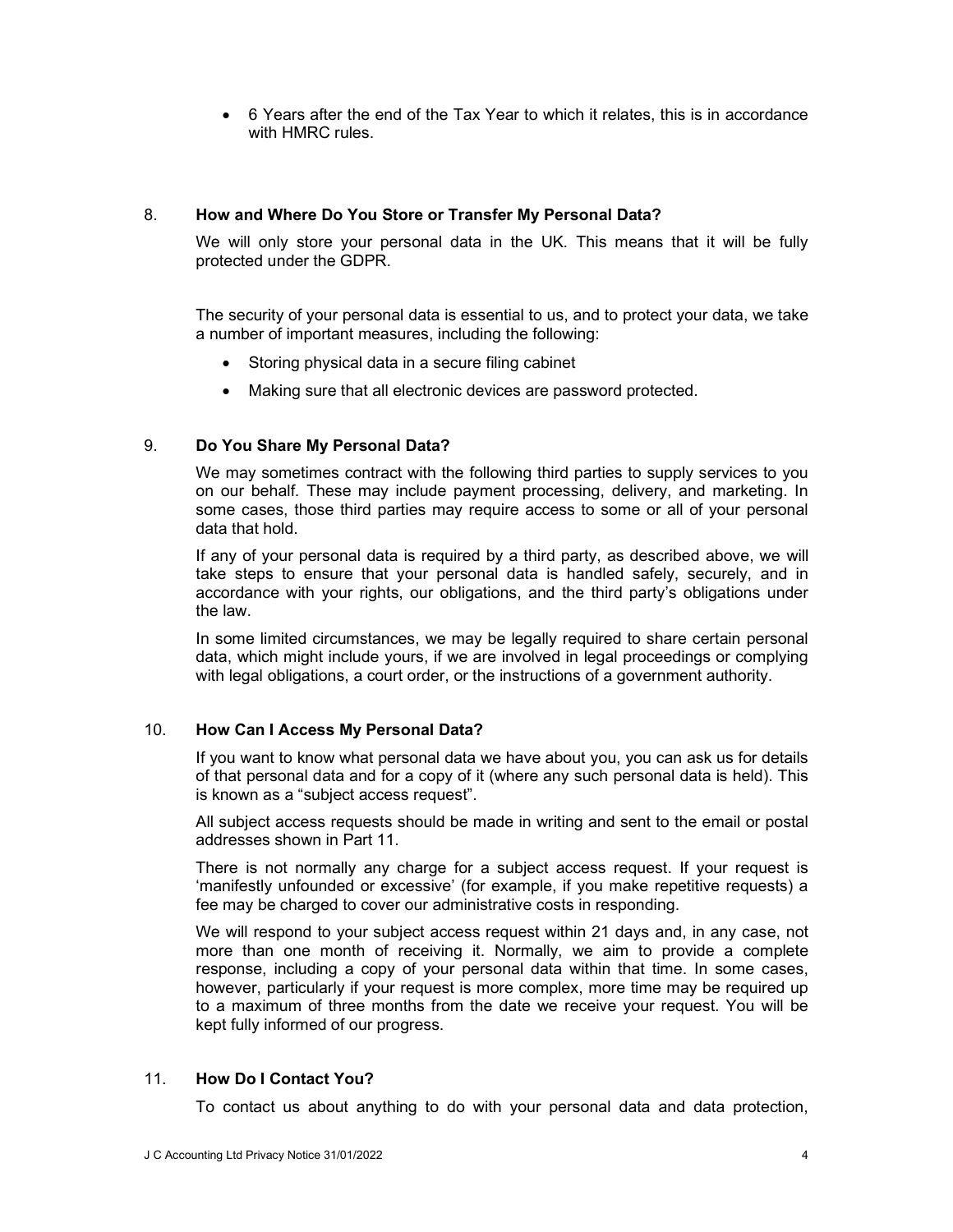- 6 Years after the end of the Tax Year to which it relates, this is in accordance with HMRC rules.

## 8. How and Where Do You Store or Transfer My Personal Data?

We will only store your personal data in the UK. This means that it will be fully protected under the GDPR.

The security of your personal data is essential to us, and to protect your data, we take a number of important measures, including the following:

- Storing physical data in a secure filing cabinet
- Making sure that all electronic devices are password protected.

## 9. Do You Share My Personal Data?

We may sometimes contract with the following third parties to supply services to you on our behalf. These may include payment processing, delivery, and marketing. In some cases, those third parties may require access to some or all of your personal data that hold.

If any of your personal data is required by a third party, as described above, we will take steps to ensure that your personal data is handled safely, securely, and in accordance with your rights, our obligations, and the third party's obligations under the law.

In some limited circumstances, we may be legally required to share certain personal data, which might include yours, if we are involved in legal proceedings or complying with legal obligations, a court order, or the instructions of a government authority.

## 10. How Can I Access My Personal Data?

If you want to know what personal data we have about you, you can ask us for details of that personal data and for a copy of it (where any such personal data is held). This is known as a "subject access request".

All subject access requests should be made in writing and sent to the email or postal addresses shown in Part 11.

There is not normally any charge for a subject access request. If your request is 'manifestly unfounded or excessive' (for example, if you make repetitive requests) a fee may be charged to cover our administrative costs in responding.

We will respond to your subject access request within 21 days and, in any case, not more than one month of receiving it. Normally, we aim to provide a complete response, including a copy of your personal data within that time. In some cases, however, particularly if your request is more complex, more time may be required up to a maximum of three months from the date we receive your request. You will be kept fully informed of our progress.

## 11. How Do I Contact You?

To contact us about anything to do with your personal data and data protection,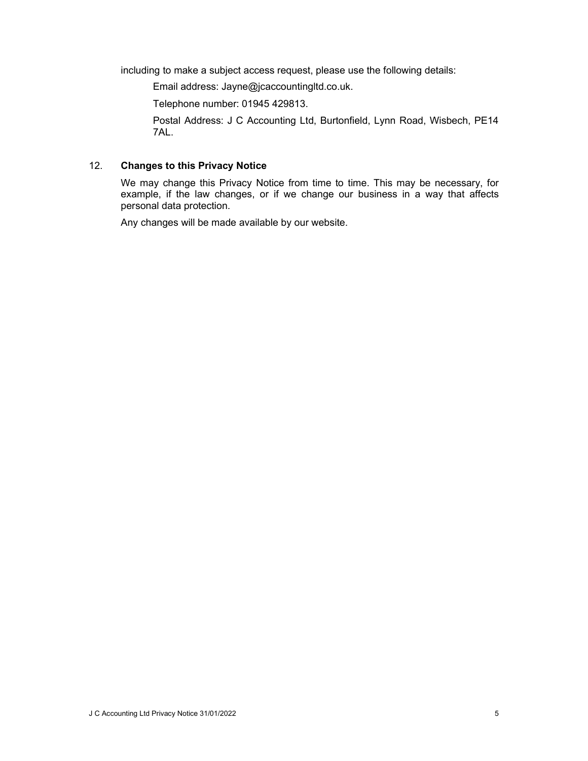including to make a subject access request, please use the following details:

Email address: Jayne@jcaccountingltd.co.uk.

Telephone number: 01945 429813.

Postal Address: J C Accounting Ltd, Burtonfield, Lynn Road, Wisbech, PE14 7AL.

## 12. Changes to this Privacy Notice

We may change this Privacy Notice from time to time. This may be necessary, for example, if the law changes, or if we change our business in a way that affects personal data protection.

Any changes will be made available by our website.